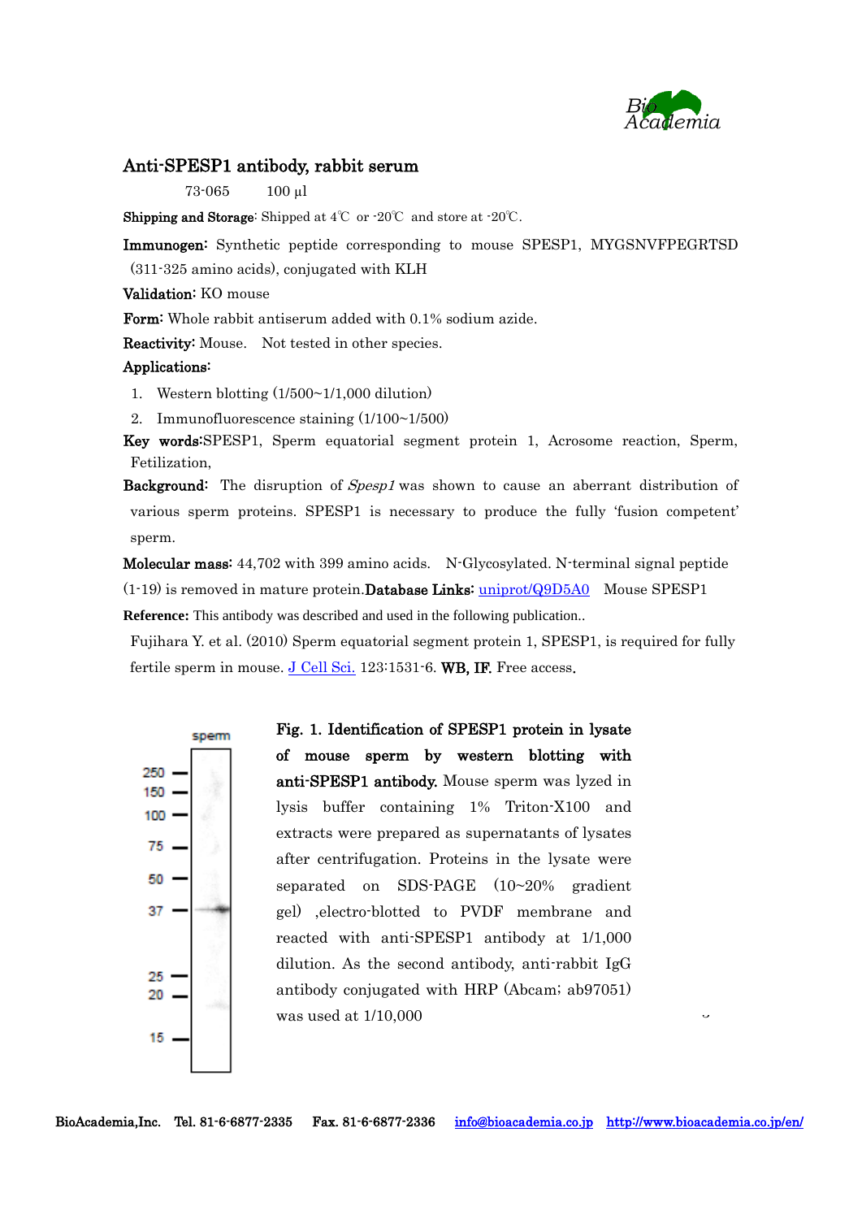# Anti-SPESP1 antibody, rabbit serum

73-065 100 µl

**Shipping and Storage**: Shipped at 4℃ or -20℃ and store at -20℃.

**Immunogen:** Synthetic peptide corresponding to mouse SPESP1, MYGSNVFPEGRTSD (311-325 amino acids), conjugated with KLH

**Validation:** KO mouse

**Form:** Whole rabbit antiserum added with 0.1% sodium azide.

**Reactivity:** Mouse. Not tested in other species.

**Applications:**

1. Western blotting (1/500~1/1,000 dilution)
2. Immunofluorescence staining (1/100~1/500)

**Key words:** SPESP1, Sperm equatorial segment protein 1, Acrosome reaction, Sperm, Fetilization,

**Background:** The disruption of *Spesp1* was shown to cause an aberrant distribution of various sperm proteins. SPESP1 is necessary to produce the fully 'fusion competent' sperm.

**Molecular mass:** 44,702 with 399 amino acids. N-Glycosylated. N-terminal signal peptide (1-19) is removed in mature protein. **Database Links:** uniprot/Q9D5A0 Mouse SPESP1

**Reference:** This antibody was described and used in the following publication..

Fujihara Y. et al. (2010) Sperm equatorial segment protein 1, SPESP1, is required for fully fertile sperm in mouse. J Cell Sci. 123:1531-6. **WB, IF.** Free access.

**Fig. 1. Identification of SPESP1 protein in lysate of mouse sperm by western blotting with anti-SPESP1 antibody.** Mouse sperm was lyzed in lysis buffer containing 1% Triton-X100 and extracts were prepared as supernatants of lysates after centrifugation. Proteins in the lysate were separated on SDS-PAGE (10~20% gradient gel) ,electro-blotted to PVDF membrane and reacted with anti-SPESP1 antibody at 1/1,000 dilution. As the second antibody, anti-rabbit IgG antibody conjugated with HRP (Abcam; ab97051) was used at 1/10,000

BioAcademia,Inc. Tel. 81-6-6877-2335 Fax. 81-6-6877-2336 info@bioacademia.co.jp http://www.bioacademia.co.jp/en/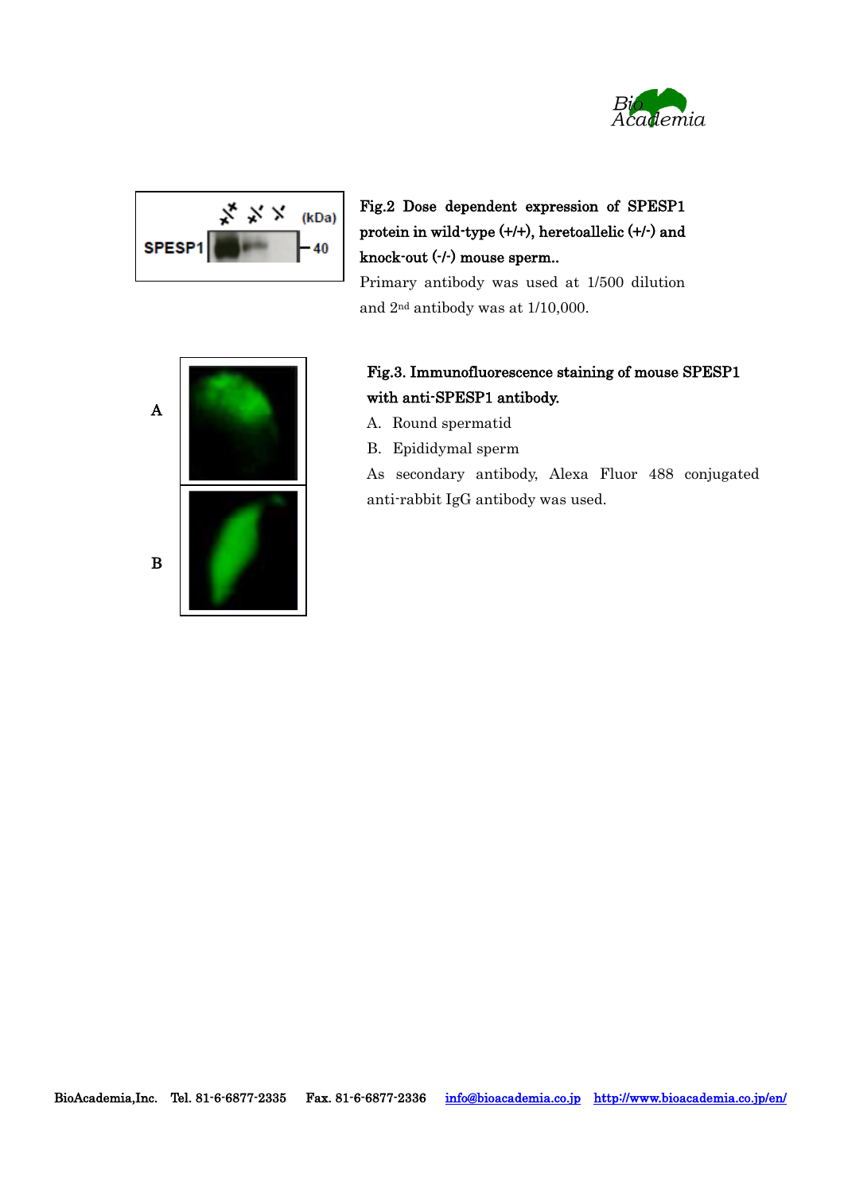SPESP1

+/+ +/- -/- (kDa)

40

**Fig.2 Dose dependent expression of SPESP1 protein in wild-type (+/+), heretoallelic (+/-) and knock-out (-/-) mouse sperm..**

Primary antibody was used at 1/500 dilution and 2nd antibody was at 1/10,000.

A

B

**Fig.3. Immunofluorescence staining of mouse SPESP1 with anti-SPESP1 antibody.**

A. Round spermatid

B. Epididymal sperm

As secondary antibody, Alexa Fluor 488 conjugated anti-rabbit IgG antibody was used.

BioAcademia,Inc. Tel. 81-6-6877-2335 Fax. 81-6-6877-2336 info@bioacademia.co.jp http://www.bioacademia.co.jp/en/